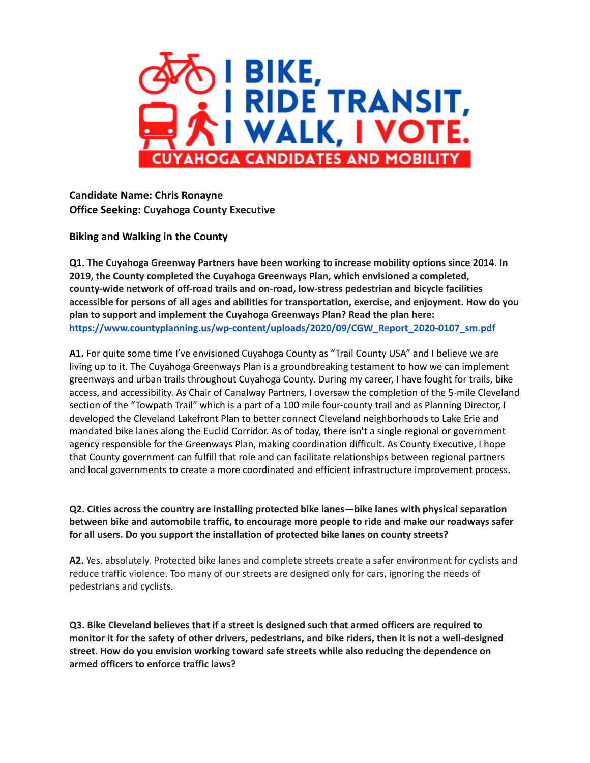# I BIKE, I RIDE TRANSIT, I WALK, I VOTE.

## CUYAHOGA CANDIDATES AND MOBILITY

**Candidate Name: Chris Ronayne**
**Office Seeking: Cuyahoga County Executive**

**Biking and Walking in the County**

**Q1. The Cuyahoga Greenway Partners have been working to increase mobility options since 2014. In 2019, the County completed the Cuyahoga Greenways Plan, which envisioned a completed, county-wide network of off-road trails and on-road, low-stress pedestrian and bicycle facilities accessible for persons of all ages and abilities for transportation, exercise, and enjoyment. How do you plan to support and implement the Cuyahoga Greenways Plan? Read the plan here: [https://www.countyplanning.us/wp-content/uploads/2020/09/CGW_Report_2020-0107_sm.pdf](https://www.countyplanning.us/wp-content/uploads/2020/09/CGW_Report_2020-0107_sm.pdf)**

**A1.** For quite some time I've envisioned Cuyahoga County as "Trail County USA" and I believe we are living up to it. The Cuyahoga Greenways Plan is a groundbreaking testament to how we can implement greenways and urban trails throughout Cuyahoga County. During my career, I have fought for trails, bike access, and accessibility. As Chair of Canalway Partners, I oversaw the completion of the 5-mile Cleveland section of the "Towpath Trail" which is a part of a 100 mile four-county trail and as Planning Director, I developed the Cleveland Lakefront Plan to better connect Cleveland neighborhoods to Lake Erie and mandated bike lanes along the Euclid Corridor. As of today, there isn't a single regional or government agency responsible for the Greenways Plan, making coordination difficult. As County Executive, I hope that County government can fulfill that role and can facilitate relationships between regional partners and local governments to create a more coordinated and efficient infrastructure improvement process.

**Q2. Cities across the country are installing protected bike lanes—bike lanes with physical separation between bike and automobile traffic, to encourage more people to ride and make our roadways safer for all users. Do you support the installation of protected bike lanes on county streets?**

**A2.** Yes, absolutely. Protected bike lanes and complete streets create a safer environment for cyclists and reduce traffic violence. Too many of our streets are designed only for cars, ignoring the needs of pedestrians and cyclists.

**Q3. Bike Cleveland believes that if a street is designed such that armed officers are required to monitor it for the safety of other drivers, pedestrians, and bike riders, then it is not a well-designed street. How do you envision working toward safe streets while also reducing the dependence on armed officers to enforce traffic laws?**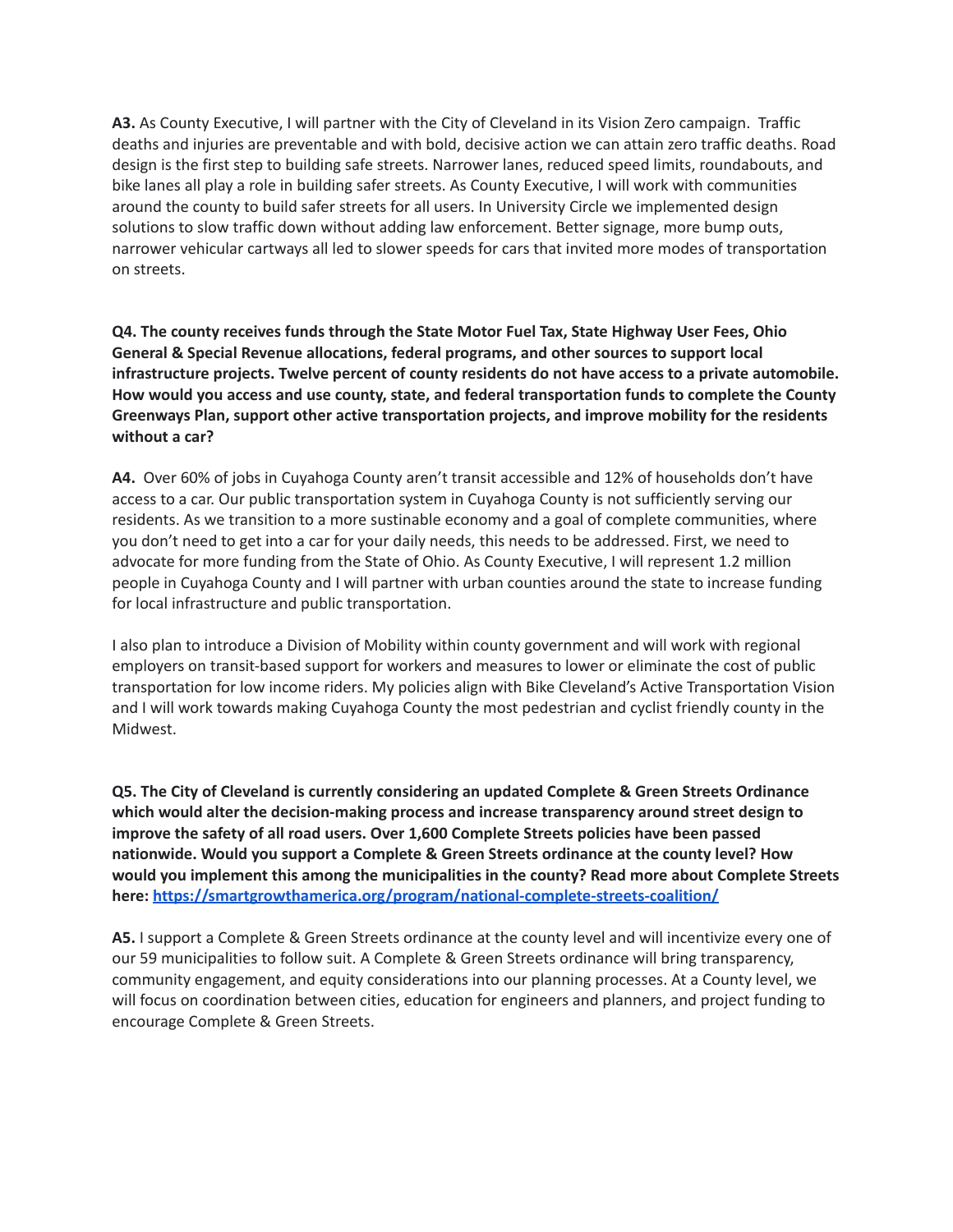**A3.** As County Executive, I will partner with the City of Cleveland in its Vision Zero campaign. Traffic deaths and injuries are preventable and with bold, decisive action we can attain zero traffic deaths. Road design is the first step to building safe streets. Narrower lanes, reduced speed limits, roundabouts, and bike lanes all play a role in building safer streets. As County Executive, I will work with communities around the county to build safer streets for all users. In University Circle we implemented design solutions to slow traffic down without adding law enforcement. Better signage, more bump outs, narrower vehicular cartways all led to slower speeds for cars that invited more modes of transportation on streets.

**Q4. The county receives funds through the State Motor Fuel Tax, State Highway User Fees, Ohio General & Special Revenue allocations, federal programs, and other sources to support local infrastructure projects. Twelve percent of county residents do not have access to a private automobile. How would you access and use county, state, and federal transportation funds to complete the County Greenways Plan, support other active transportation projects, and improve mobility for the residents without a car?**

**A4.** Over 60% of jobs in Cuyahoga County aren't transit accessible and 12% of households don't have access to a car. Our public transportation system in Cuyahoga County is not sufficiently serving our residents. As we transition to a more sustinable economy and a goal of complete communities, where you don't need to get into a car for your daily needs, this needs to be addressed. First, we need to advocate for more funding from the State of Ohio. As County Executive, I will represent 1.2 million people in Cuyahoga County and I will partner with urban counties around the state to increase funding for local infrastructure and public transportation.

I also plan to introduce a Division of Mobility within county government and will work with regional employers on transit-based support for workers and measures to lower or eliminate the cost of public transportation for low income riders. My policies align with Bike Cleveland's Active Transportation Vision and I will work towards making Cuyahoga County the most pedestrian and cyclist friendly county in the Midwest.

**Q5. The City of Cleveland is currently considering an updated Complete & Green Streets Ordinance which would alter the decision-making process and increase transparency around street design to improve the safety of all road users. Over 1,600 Complete Streets policies have been passed nationwide. Would you support a Complete & Green Streets ordinance at the county level? How would you implement this among the municipalities in the county? Read more about Complete Streets here: [https://smartgrowthamerica.org/program/national-complete-streets-coalition/](https://smartgrowthamerica.org/program/national-complete-streets-coalition/)**

**A5.** I support a Complete & Green Streets ordinance at the county level and will incentivize every one of our 59 municipalities to follow suit. A Complete & Green Streets ordinance will bring transparency, community engagement, and equity considerations into our planning processes. At a County level, we will focus on coordination between cities, education for engineers and planners, and project funding to encourage Complete & Green Streets.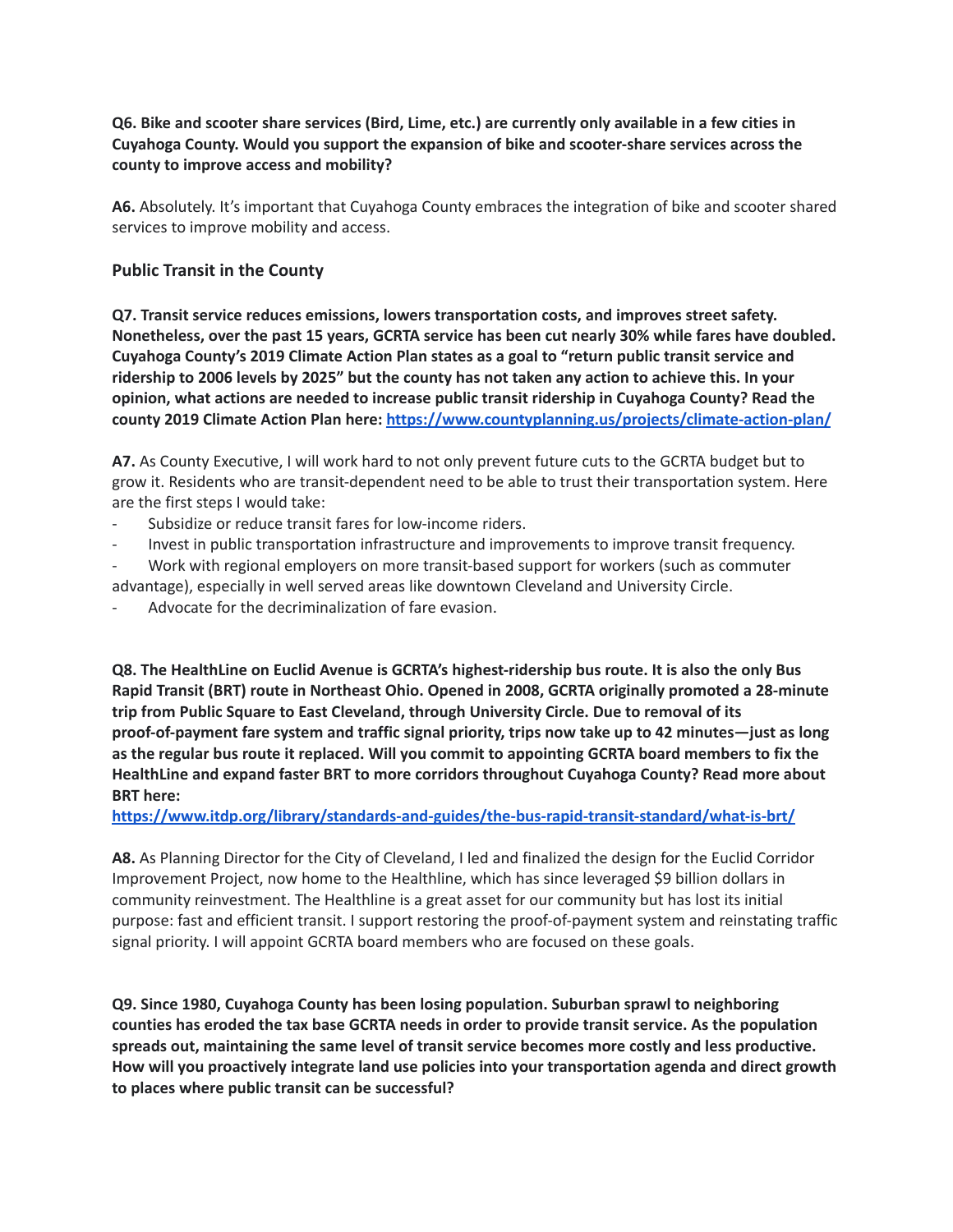**Q6. Bike and scooter share services (Bird, Lime, etc.) are currently only available in a few cities in Cuyahoga County. Would you support the expansion of bike and scooter-share services across the county to improve access and mobility?**

**A6.** Absolutely. It's important that Cuyahoga County embraces the integration of bike and scooter shared services to improve mobility and access.

### Public Transit in the County

**Q7. Transit service reduces emissions, lowers transportation costs, and improves street safety. Nonetheless, over the past 15 years, GCRTA service has been cut nearly 30% while fares have doubled. Cuyahoga County's 2019 Climate Action Plan states as a goal to "return public transit service and ridership to 2006 levels by 2025" but the county has not taken any action to achieve this. In your opinion, what actions are needed to increase public transit ridership in Cuyahoga County? Read the county 2019 Climate Action Plan here: [https://www.countyplanning.us/projects/climate-action-plan/](https://www.countyplanning.us/projects/climate-action-plan/)**

**A7.** As County Executive, I will work hard to not only prevent future cuts to the GCRTA budget but to grow it. Residents who are transit-dependent need to be able to trust their transportation system. Here are the first steps I would take:

- Subsidize or reduce transit fares for low-income riders.
- Invest in public transportation infrastructure and improvements to improve transit frequency.
- Work with regional employers on more transit-based support for workers (such as commuter advantage), especially in well served areas like downtown Cleveland and University Circle.
- Advocate for the decriminalization of fare evasion.

**Q8. The HealthLine on Euclid Avenue is GCRTA's highest-ridership bus route. It is also the only Bus Rapid Transit (BRT) route in Northeast Ohio. Opened in 2008, GCRTA originally promoted a 28-minute trip from Public Square to East Cleveland, through University Circle. Due to removal of its proof-of-payment fare system and traffic signal priority, trips now take up to 42 minutes—just as long as the regular bus route it replaced. Will you commit to appointing GCRTA board members to fix the HealthLine and expand faster BRT to more corridors throughout Cuyahoga County? Read more about BRT here:**
**[https://www.itdp.org/library/standards-and-guides/the-bus-rapid-transit-standard/what-is-brt/](https://www.itdp.org/library/standards-and-guides/the-bus-rapid-transit-standard/what-is-brt/)**

**A8.** As Planning Director for the City of Cleveland, I led and finalized the design for the Euclid Corridor Improvement Project, now home to the Healthline, which has since leveraged $9 billion dollars in community reinvestment. The Healthline is a great asset for our community but has lost its initial purpose: fast and efficient transit. I support restoring the proof-of-payment system and reinstating traffic signal priority. I will appoint GCRTA board members who are focused on these goals.

**Q9. Since 1980, Cuyahoga County has been losing population. Suburban sprawl to neighboring counties has eroded the tax base GCRTA needs in order to provide transit service. As the population spreads out, maintaining the same level of transit service becomes more costly and less productive. How will you proactively integrate land use policies into your transportation agenda and direct growth to places where public transit can be successful?**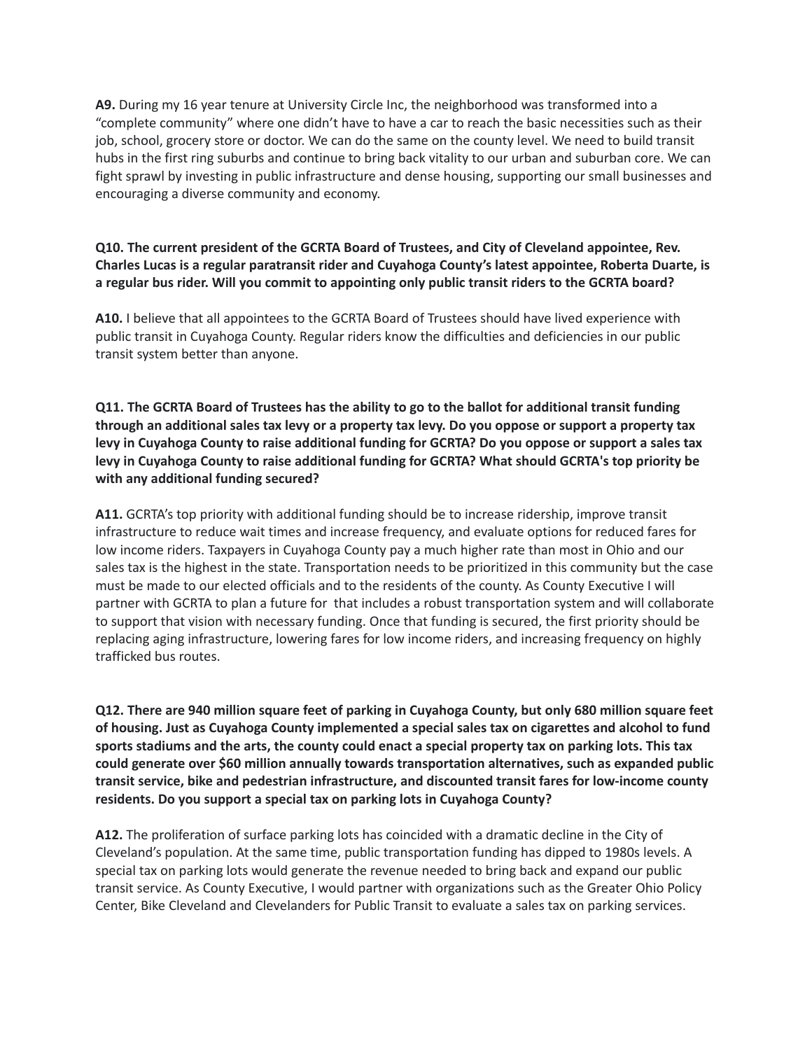**A9.** During my 16 year tenure at University Circle Inc, the neighborhood was transformed into a "complete community" where one didn't have to have a car to reach the basic necessities such as their job, school, grocery store or doctor. We can do the same on the county level. We need to build transit hubs in the first ring suburbs and continue to bring back vitality to our urban and suburban core. We can fight sprawl by investing in public infrastructure and dense housing, supporting our small businesses and encouraging a diverse community and economy.

**Q10. The current president of the GCRTA Board of Trustees, and City of Cleveland appointee, Rev. Charles Lucas is a regular paratransit rider and Cuyahoga County's latest appointee, Roberta Duarte, is a regular bus rider. Will you commit to appointing only public transit riders to the GCRTA board?**

**A10.** I believe that all appointees to the GCRTA Board of Trustees should have lived experience with public transit in Cuyahoga County. Regular riders know the difficulties and deficiencies in our public transit system better than anyone.

**Q11. The GCRTA Board of Trustees has the ability to go to the ballot for additional transit funding through an additional sales tax levy or a property tax levy. Do you oppose or support a property tax levy in Cuyahoga County to raise additional funding for GCRTA? Do you oppose or support a sales tax levy in Cuyahoga County to raise additional funding for GCRTA? What should GCRTA's top priority be with any additional funding secured?**

**A11.** GCRTA's top priority with additional funding should be to increase ridership, improve transit infrastructure to reduce wait times and increase frequency, and evaluate options for reduced fares for low income riders. Taxpayers in Cuyahoga County pay a much higher rate than most in Ohio and our sales tax is the highest in the state. Transportation needs to be prioritized in this community but the case must be made to our elected officials and to the residents of the county. As County Executive I will partner with GCRTA to plan a future for that includes a robust transportation system and will collaborate to support that vision with necessary funding. Once that funding is secured, the first priority should be replacing aging infrastructure, lowering fares for low income riders, and increasing frequency on highly trafficked bus routes.

**Q12. There are 940 million square feet of parking in Cuyahoga County, but only 680 million square feet of housing. Just as Cuyahoga County implemented a special sales tax on cigarettes and alcohol to fund sports stadiums and the arts, the county could enact a special property tax on parking lots. This tax could generate over $60 million annually towards transportation alternatives, such as expanded public transit service, bike and pedestrian infrastructure, and discounted transit fares for low-income county residents. Do you support a special tax on parking lots in Cuyahoga County?**

**A12.** The proliferation of surface parking lots has coincided with a dramatic decline in the City of Cleveland's population. At the same time, public transportation funding has dipped to 1980s levels. A special tax on parking lots would generate the revenue needed to bring back and expand our public transit service. As County Executive, I would partner with organizations such as the Greater Ohio Policy Center, Bike Cleveland and Clevelanders for Public Transit to evaluate a sales tax on parking services.